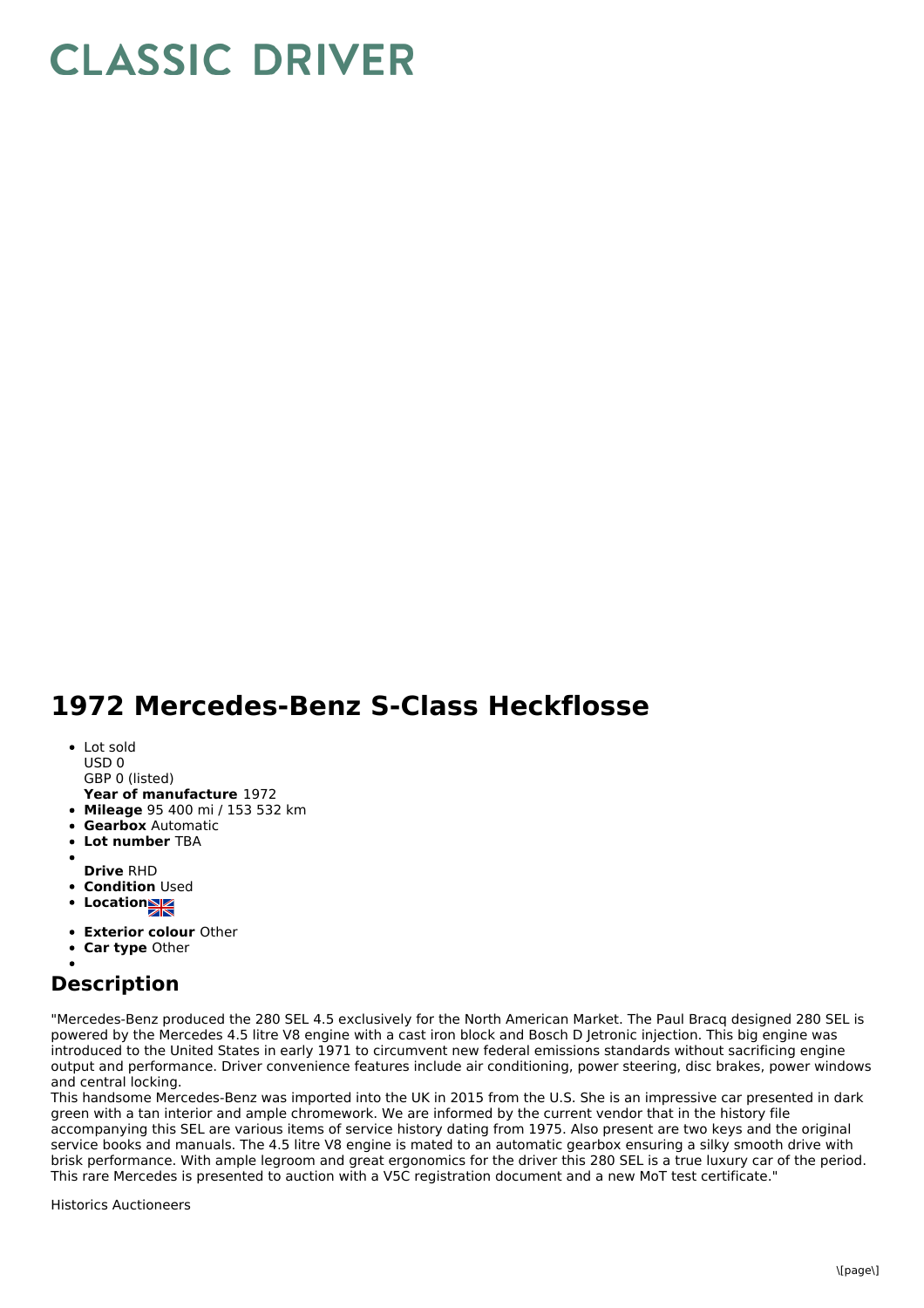# CLASSIC DRIVER

## 1972 Mercedes-Benz S-Class Heckflosse

- Lot sold
  USD 0
  GBP 0 (listed)
  **Year of manufacture** 1972
- **Mileage** 95 400 mi / 153 532 km
- **Gearbox** Automatic
- **Lot number** TBA
- **Drive** RHD
- **Condition** Used
- **Location**
- **Exterior colour** Other
- **Car type** Other

## Description

"Mercedes-Benz produced the 280 SEL 4.5 exclusively for the North American Market. The Paul Bracq designed 280 SEL is powered by the Mercedes 4.5 litre V8 engine with a cast iron block and Bosch D Jetronic injection. This big engine was introduced to the United States in early 1971 to circumvent new federal emissions standards without sacrificing engine output and performance. Driver convenience features include air conditioning, power steering, disc brakes, power windows and central locking.
This handsome Mercedes-Benz was imported into the UK in 2015 from the U.S. She is an impressive car presented in dark green with a tan interior and ample chromework. We are informed by the current vendor that in the history file accompanying this SEL are various items of service history dating from 1975. Also present are two keys and the original service books and manuals. The 4.5 litre V8 engine is mated to an automatic gearbox ensuring a silky smooth drive with brisk performance. With ample legroom and great ergonomics for the driver this 280 SEL is a true luxury car of the period. This rare Mercedes is presented to auction with a V5C registration document and a new MoT test certificate."

Historics Auctioneers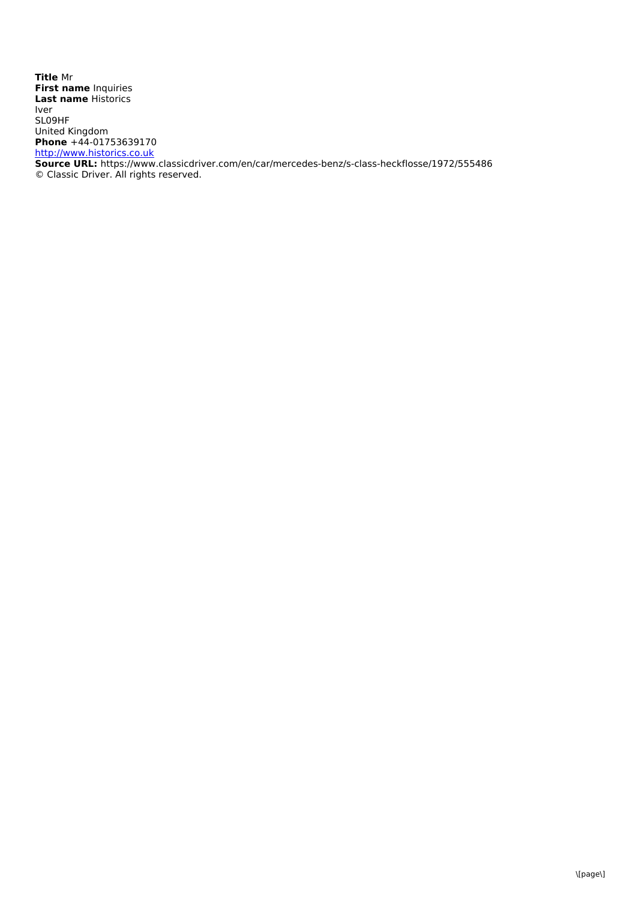**Title** Mr  
**First name** Inquiries  
**Last name** Historics  
Iver  
SL09HF  
United Kingdom  
**Phone** +44-01753639170  
[http://www.historics.co.uk](http://www.historics.co.uk)  
**Source URL:** https://www.classicdriver.com/en/car/mercedes-benz/s-class-heckflosse/1972/555486  
© Classic Driver. All rights reserved.